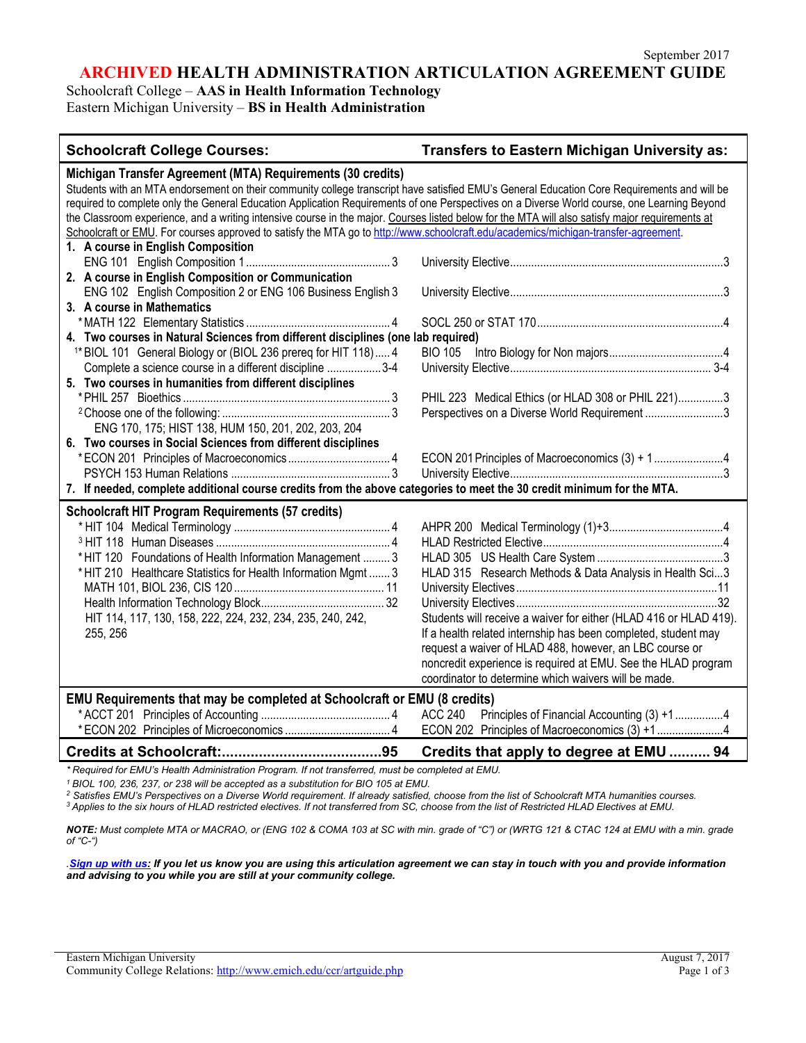September 2017

# ARCHIVED HEALTH ADMINISTRATION ARTICULATION AGREEMENT GUIDE

Schoolcraft College – **AAS in Health Information Technology**
Eastern Michigan University – **BS in Health Administration**

| Schoolcraft College Courses: | Transfers to Eastern Michigan University as: |
|---|---|
| **Michigan Transfer Agreement (MTA) Requirements (30 credits)** | |
| Students with an MTA endorsement on their community college transcript have satisfied EMU's General Education Core Requirements and will be required to complete only the General Education Application Requirements of one Perspectives on a Diverse World course, one Learning Beyond the Classroom experience, and a writing intensive course in the major. Courses listed below for the MTA will also satisfy major requirements at Schoolcraft or EMU. For courses approved to satisfy the MTA go to http://www.schoolcraft.edu/academics/michigan-transfer-agreement. | |
| **1. A course in English Composition** | |
| ENG 101 English Composition 1 ... 3 | University Elective ... 3 |
| **2. A course in English Composition or Communication** | |
| ENG 102 English Composition 2 or ENG 106 Business English 3 | University Elective ... 3 |
| **3. A course in Mathematics** | |
| *MATH 122 Elementary Statistics ... 4 | SOCL 250 or STAT 170 ... 4 |
| **4. Two courses in Natural Sciences from different disciplines (one lab required)** | |
| [1]*BIOL 101 General Biology or (BIOL 236 prereq for HIT 118) ... 4 | BIO 105 Intro Biology for Non majors ... 4 |
| Complete a science course in a different discipline ... 3-4 | University Elective ... 3-4 |
| **5. Two courses in humanities from different disciplines** | |
| *PHIL 257 Bioethics ... 3 | PHIL 223 Medical Ethics (or HLAD 308 or PHIL 221) ... 3 |
| [2]Choose one of the following: ... 3<br>ENG 170, 175; HIST 138, HUM 150, 201, 202, 203, 204 | Perspectives on a Diverse World Requirement ... 3 |
| **6. Two courses in Social Sciences from different disciplines** | |
| *ECON 201 Principles of Macroeconomics ... 4 | ECON 201 Principles of Macroeconomics (3) + 1 ... 4 |
| PSYCH 153 Human Relations ... 3 | University Elective ... 3 |
| **7. If needed, complete additional course credits from the above categories to meet the 30 credit minimum for the MTA.** | |
| **Schoolcraft HIT Program Requirements (57 credits)** | |
| *HIT 104 Medical Terminology ... 4 | AHPR 200 Medical Terminology (1)+3 ... 4 |
| [3]HIT 118 Human Diseases ... 4 | HLAD Restricted Elective ... 4 |
| *HIT 120 Foundations of Health Information Management ... 3 | HLAD 305 US Health Care System ... 3 |
| *HIT 210 Healthcare Statistics for Health Information Mgmt ... 3 | HLAD 315 Research Methods & Data Analysis in Health Sci ... 3 |
| MATH 101, BIOL 236, CIS 120 ... 11 | University Electives ... 11 |
| Health Information Technology Block ... 32<br>HIT 114, 117, 130, 158, 222, 224, 232, 234, 235, 240, 242, 255, 256 | University Electives ... 32<br>Students will receive a waiver for either (HLAD 416 or HLAD 419). If a health related internship has been completed, student may request a waiver of HLAD 488, however, an LBC course or noncredit experience is required at EMU. See the HLAD program coordinator to determine which waivers will be made. |
| **EMU Requirements that may be completed at Schoolcraft or EMU (8 credits)** | |
| *ACCT 201 Principles of Accounting ... 4 | ACC 240 Principles of Financial Accounting (3) +1 ... 4 |
| *ECON 202 Principles of Microeconomics ... 4 | ECON 202 Principles of Macroeconomics (3) +1 ... 4 |
| **Credits at Schoolcraft: ... 95** | **Credits that apply to degree at EMU ... 94** |

*\* Required for EMU's Health Administration Program. If not transferred, must be completed at EMU.*
*[1] BIOL 100, 236, 237, or 238 will be accepted as a substitution for BIO 105 at EMU.*
*[2] Satisfies EMU's Perspectives on a Diverse World requirement. If already satisfied, choose from the list of Schoolcraft MTA humanities courses.*
*[3] Applies to the six hours of HLAD restricted electives. If not transferred from SC, choose from the list of Restricted HLAD Electives at EMU.*

***NOTE:*** *Must complete MTA or MACRAO, or (ENG 102 & COMA 103 at SC with min. grade of "C") or (WRTG 121 & CTAC 124 at EMU with a min. grade of "C-")*

***Sign up with us: If you let us know you are using this articulation agreement we can stay in touch with you and provide information and advising to you while you are still at your community college.***

Eastern Michigan University
Community College Relations: http://www.emich.edu/ccr/artguide.php
August 7, 2017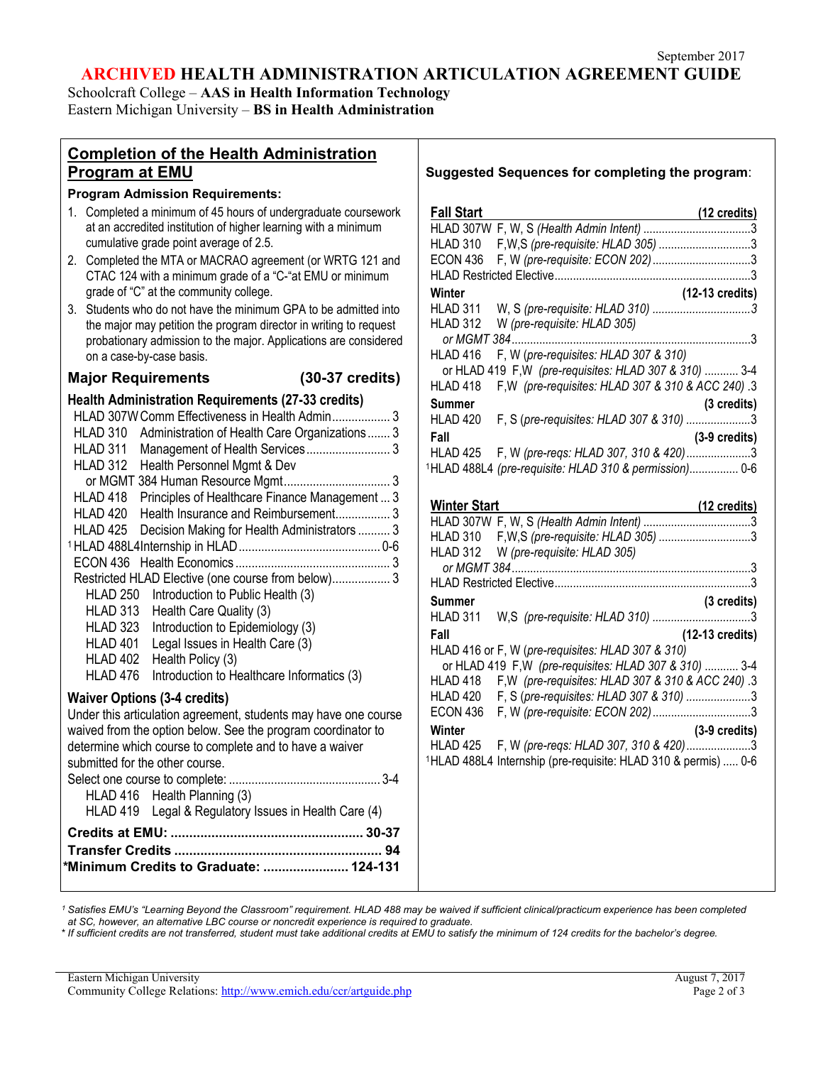September 2017

# ARCHIVED HEALTH ADMINISTRATION ARTICULATION AGREEMENT GUIDE

Schoolcraft College – **AAS in Health Information Technology**
Eastern Michigan University – **BS in Health Administration**

## Completion of the Health Administration Program at EMU

**Program Admission Requirements:**

1. Completed a minimum of 45 hours of undergraduate coursework at an accredited institution of higher learning with a minimum cumulative grade point average of 2.5.
2. Completed the MTA or MACRAO agreement (or WRTG 121 and CTAC 124 with a minimum grade of a "C-"at EMU or minimum grade of "C" at the community college.
3. Students who do not have the minimum GPA to be admitted into the major may petition the program director in writing to request probationary admission to the major. Applications are considered on a case-by-case basis.

### Major Requirements (30-37 credits)

**Health Administration Requirements (27-33 credits)**

- HLAD 307W Comm Effectiveness in Health Admin .................. 3
- HLAD 310 Administration of Health Care Organizations ....... 3
- HLAD 311 Management of Health Services .......................... 3
- HLAD 312 Health Personnel Mgmt & Dev
  or MGMT 384 Human Resource Mgmt ................................. 3
- HLAD 418 Principles of Healthcare Finance Management ... 3
- HLAD 420 Health Insurance and Reimbursement ................. 3
- HLAD 425 Decision Making for Health Administrators .......... 3
- [1]HLAD 488L4 Internship in HLAD ............................................ 0-6
- ECON 436 Health Economics ................................................ 3
- Restricted HLAD Elective (one course from below) .................. 3
  - HLAD 250 Introduction to Public Health (3)
  - HLAD 313 Health Care Quality (3)
  - HLAD 323 Introduction to Epidemiology (3)
  - HLAD 401 Legal Issues in Health Care (3)
  - HLAD 402 Health Policy (3)
  - HLAD 476 Introduction to Healthcare Informatics (3)

**Waiver Options (3-4 credits)**

Under this articulation agreement, students may have one course waived from the option below. See the program coordinator to determine which course to complete and to have a waiver submitted for the other course.

Select one course to complete: ............................................... 3-4
- HLAD 416 Health Planning (3)
- HLAD 419 Legal & Regulatory Issues in Health Care (4)

**Credits at EMU: .................................................... 30-37**
**Transfer Credits ....................................................... 94**
**\*Minimum Credits to Graduate: ....................... 124-131**

## Suggested Sequences for completing the program:

### Fall Start (12 credits)

- HLAD 307W F, W, S *(Health Admin Intent)* ..................................3
- HLAD 310 F,W,S *(pre-requisite: HLAD 305)* ..............................3
- ECON 436 F, W *(pre-requisite: ECON 202)* ................................3
- HLAD Restricted Elective ...............................................................3

**Winter (12-13 credits)**

- HLAD 311 W, S *(pre-requisite: HLAD 310)* ................................3
- HLAD 312 W *(pre-requisite: HLAD 305)*
  *or MGMT 384* .............................................................................3
- HLAD 416 F, W *(pre-requisites: HLAD 307 & 310)*
  or HLAD 419 F,W *(pre-requisites: HLAD 307 & 310)* ........... 3-4
- HLAD 418 F,W *(pre-requisites: HLAD 307 & 310 & ACC 240)* .3

**Summer (3 credits)**

- HLAD 420 F, S (*pre-requisites: HLAD 307 & 310)* .....................3

**Fall (3-9 credits)**

- HLAD 425 F, W *(pre-reqs: HLAD 307, 310 & 420)* .....................3
- [1]HLAD 488L4 *(pre-requisite: HLAD 310 & permission)* ................ 0-6

### Winter Start (12 credits)

- HLAD 307W F, W, S *(Health Admin Intent)* ..................................3
- HLAD 310 F,W,S *(pre-requisite: HLAD 305)* ..............................3
- HLAD 312 W *(pre-requisite: HLAD 305)*
  *or MGMT 384* .............................................................................3
- HLAD Restricted Elective ...............................................................3

**Summer (3 credits)**

- HLAD 311 W,S *(pre-requisite: HLAD 310)* ................................3

**Fall (12-13 credits)**

- HLAD 416 or F, W (*pre-requisites: HLAD 307 & 310)*
  or HLAD 419 F,W *(pre-requisites: HLAD 307 & 310)* ........... 3-4
- HLAD 418 F,W *(pre-requisites: HLAD 307 & 310 & ACC 240)* .3
- HLAD 420 F, S (*pre-requisites: HLAD 307 & 310)* .....................3
- ECON 436 F, W *(pre-requisite: ECON 202)* ................................3

**Winter (3-9 credits)**

- HLAD 425 F, W *(pre-reqs: HLAD 307, 310 & 420)* .....................3
- [1]HLAD 488L4 Internship (pre-requisite: HLAD 310 & permits) ..... 0-6

---

*[1] Satisfies EMU's "Learning Beyond the Classroom" requirement. HLAD 488 may be waived if sufficient clinical/practicum experience has been completed at SC, however, an alternative LBC course or noncredit experience is required to graduate.*
*\* If sufficient credits are not transferred, student must take additional credits at EMU to satisfy the minimum of 124 credits for the bachelor's degree.*

Eastern Michigan University — August 7, 2017
Community College Relations: http://www.emich.edu/ccr/artguide.php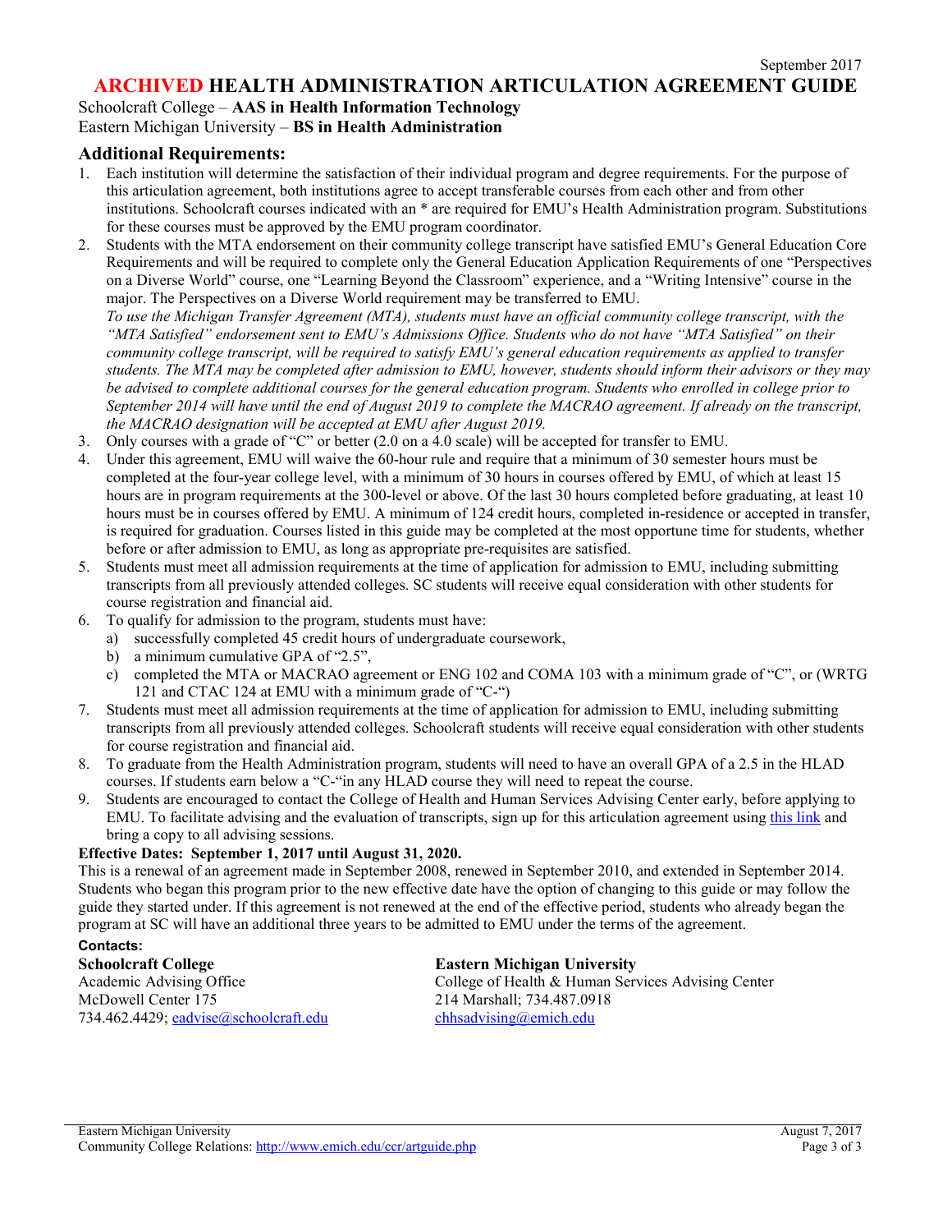September 2017

# ARCHIVED HEALTH ADMINISTRATION ARTICULATION AGREEMENT GUIDE

Schoolcraft College – **AAS in Health Information Technology**
Eastern Michigan University – **BS in Health Administration**

## Additional Requirements:

1. Each institution will determine the satisfaction of their individual program and degree requirements. For the purpose of this articulation agreement, both institutions agree to accept transferable courses from each other and from other institutions. Schoolcraft courses indicated with an * are required for EMU's Health Administration program. Substitutions for these courses must be approved by the EMU program coordinator.
2. Students with the MTA endorsement on their community college transcript have satisfied EMU's General Education Core Requirements and will be required to complete only the General Education Application Requirements of one "Perspectives on a Diverse World" course, one "Learning Beyond the Classroom" experience, and a "Writing Intensive" course in the major. The Perspectives on a Diverse World requirement may be transferred to EMU.
   *To use the Michigan Transfer Agreement (MTA), students must have an official community college transcript, with the "MTA Satisfied" endorsement sent to EMU's Admissions Office. Students who do not have "MTA Satisfied" on their community college transcript, will be required to satisfy EMU's general education requirements as applied to transfer students. The MTA may be completed after admission to EMU, however, students should inform their advisors or they may be advised to complete additional courses for the general education program. Students who enrolled in college prior to September 2014 will have until the end of August 2019 to complete the MACRAO agreement. If already on the transcript, the MACRAO designation will be accepted at EMU after August 2019.*
3. Only courses with a grade of "C" or better (2.0 on a 4.0 scale) will be accepted for transfer to EMU.
4. Under this agreement, EMU will waive the 60-hour rule and require that a minimum of 30 semester hours must be completed at the four-year college level, with a minimum of 30 hours in courses offered by EMU, of which at least 15 hours are in program requirements at the 300-level or above. Of the last 30 hours completed before graduating, at least 10 hours must be in courses offered by EMU. A minimum of 124 credit hours, completed in-residence or accepted in transfer, is required for graduation. Courses listed in this guide may be completed at the most opportune time for students, whether before or after admission to EMU, as long as appropriate pre-requisites are satisfied.
5. Students must meet all admission requirements at the time of application for admission to EMU, including submitting transcripts from all previously attended colleges. SC students will receive equal consideration with other students for course registration and financial aid.
6. To qualify for admission to the program, students must have:
   a) successfully completed 45 credit hours of undergraduate coursework,
   b) a minimum cumulative GPA of "2.5",
   c) completed the MTA or MACRAO agreement or ENG 102 and COMA 103 with a minimum grade of "C", or (WRTG 121 and CTAC 124 at EMU with a minimum grade of "C-")
7. Students must meet all admission requirements at the time of application for admission to EMU, including submitting transcripts from all previously attended colleges. Schoolcraft students will receive equal consideration with other students for course registration and financial aid.
8. To graduate from the Health Administration program, students will need to have an overall GPA of a 2.5 in the HLAD courses. If students earn below a "C-"in any HLAD course they will need to repeat the course.
9. Students are encouraged to contact the College of Health and Human Services Advising Center early, before applying to EMU. To facilitate advising and the evaluation of transcripts, sign up for this articulation agreement using [this link](this link) and bring a copy to all advising sessions.

**Effective Dates: September 1, 2017 until August 31, 2020.**

This is a renewal of an agreement made in September 2008, renewed in September 2010, and extended in September 2014. Students who began this program prior to the new effective date have the option of changing to this guide or may follow the guide they started under. If this agreement is not renewed at the end of the effective period, students who already began the program at SC will have an additional three years to be admitted to EMU under the terms of the agreement.

**Contacts:**

**Schoolcraft College**
Academic Advising Office
McDowell Center 175
734.462.4429; eadvise@schoolcraft.edu

**Eastern Michigan University**
College of Health & Human Services Advising Center
214 Marshall; 734.487.0918
chhsadvising@emich.edu